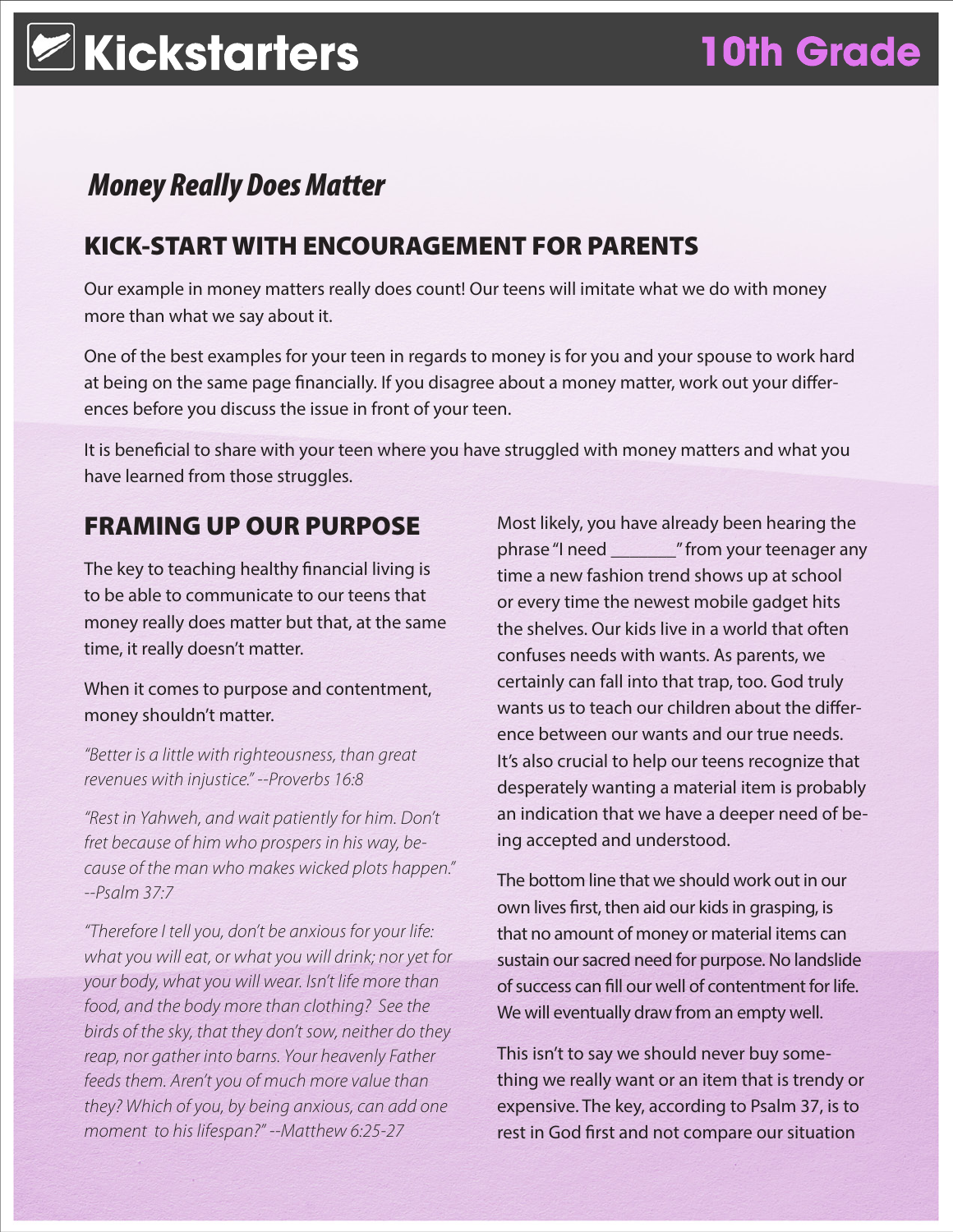# Kickstarters

## 10th Grade

### *Money Really Does Matter*

## KICK-START WITH ENCOURAGEMENT FOR PARENTS

Our example in money matters really does count! Our teens will imitate what we do with money more than what we say about it.

One of the best examples for your teen in regards to money is for you and your spouse to work hard at being on the same page financially. If you disagree about a money matter, work out your differences before you discuss the issue in front of your teen.

It is beneficial to share with your teen where you have struggled with money matters and what you have learned from those struggles.

## FRAMING UP OUR PURPOSE

The key to teaching healthy financial living is to be able to communicate to our teens that money really does matter but that, at the same time, it really doesn't matter.

When it comes to purpose and contentment, money shouldn't matter.

*"Better is a little with righteousness, than great revenues with injustice." --Proverbs 16:8*

*"Rest in Yahweh, and wait patiently for him. Don't fret because of him who prospers in his way, because of the man who makes wicked plots happen." --Psalm 37:7*

*"Therefore I tell you, don't be anxious for your life: what you will eat, or what you will drink; nor yet for your body, what you will wear. Isn't life more than food, and the body more than clothing? See the birds of the sky, that they don't sow, neither do they reap, nor gather into barns. Your heavenly Father feeds them. Aren't you of much more value than they? Which of you, by being anxious, can add one moment to his lifespan?" --Matthew 6:25-27*

Most likely, you have already been hearing the phrase "I need _______" from your teenager any time a new fashion trend shows up at school or every time the newest mobile gadget hits the shelves. Our kids live in a world that often confuses needs with wants. As parents, we certainly can fall into that trap, too. God truly wants us to teach our children about the difference between our wants and our true needs. It's also crucial to help our teens recognize that desperately wanting a material item is probably an indication that we have a deeper need of being accepted and understood.

The bottom line that we should work out in our own lives first, then aid our kids in grasping, is that no amount of money or material items can sustain our sacred need for purpose. No landslide of success can fill our well of contentment for life. We will eventually draw from an empty well.

This isn't to say we should never buy something we really want or an item that is trendy or expensive. The key, according to Psalm 37, is to rest in God first and not compare our situation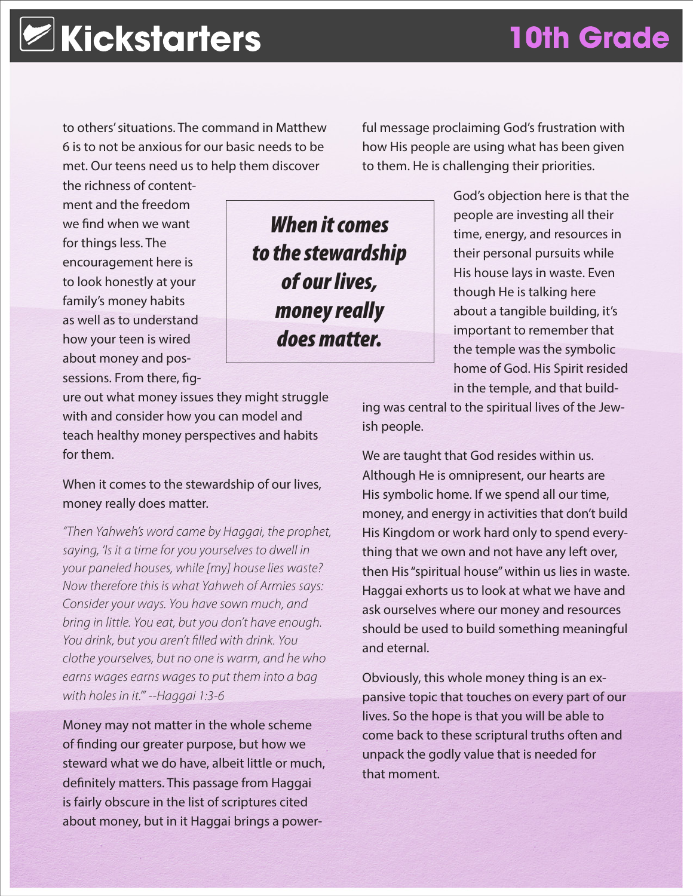to others' situations. The command in Matthew 6 is to not be anxious for our basic needs to be met. Our teens need us to help them discover the richness of contentment and the freedom we find when we want for things less. The encouragement here is to look honestly at your family's money habits as well as to understand how your teen is wired about money and possessions. From there, figure out what money issues they might struggle with and consider how you can model and teach healthy money perspectives and habits for them.

***When it comes to the stewardship of our lives, money really does matter.***

When it comes to the stewardship of our lives, money really does matter.

*"Then Yahweh's word came by Haggai, the prophet, saying, 'Is it a time for you yourselves to dwell in your paneled houses, while [my] house lies waste? Now therefore this is what Yahweh of Armies says: Consider your ways. You have sown much, and bring in little. You eat, but you don't have enough. You drink, but you aren't filled with drink. You clothe yourselves, but no one is warm, and he who earns wages earns wages to put them into a bag with holes in it.'" --Haggai 1:3-6*

Money may not matter in the whole scheme of finding our greater purpose, but how we steward what we do have, albeit little or much, definitely matters. This passage from Haggai is fairly obscure in the list of scriptures cited about money, but in it Haggai brings a powerful message proclaiming God's frustration with how His people are using what has been given to them. He is challenging their priorities.

God's objection here is that the people are investing all their time, energy, and resources in their personal pursuits while His house lays in waste. Even though He is talking here about a tangible building, it's important to remember that the temple was the symbolic home of God. His Spirit resided in the temple, and that building was central to the spiritual lives of the Jewish people.

We are taught that God resides within us. Although He is omnipresent, our hearts are His symbolic home. If we spend all our time, money, and energy in activities that don't build His Kingdom or work hard only to spend everything that we own and not have any left over, then His "spiritual house" within us lies in waste. Haggai exhorts us to look at what we have and ask ourselves where our money and resources should be used to build something meaningful and eternal.

Obviously, this whole money thing is an expansive topic that touches on every part of our lives. So the hope is that you will be able to come back to these scriptural truths often and unpack the godly value that is needed for that moment.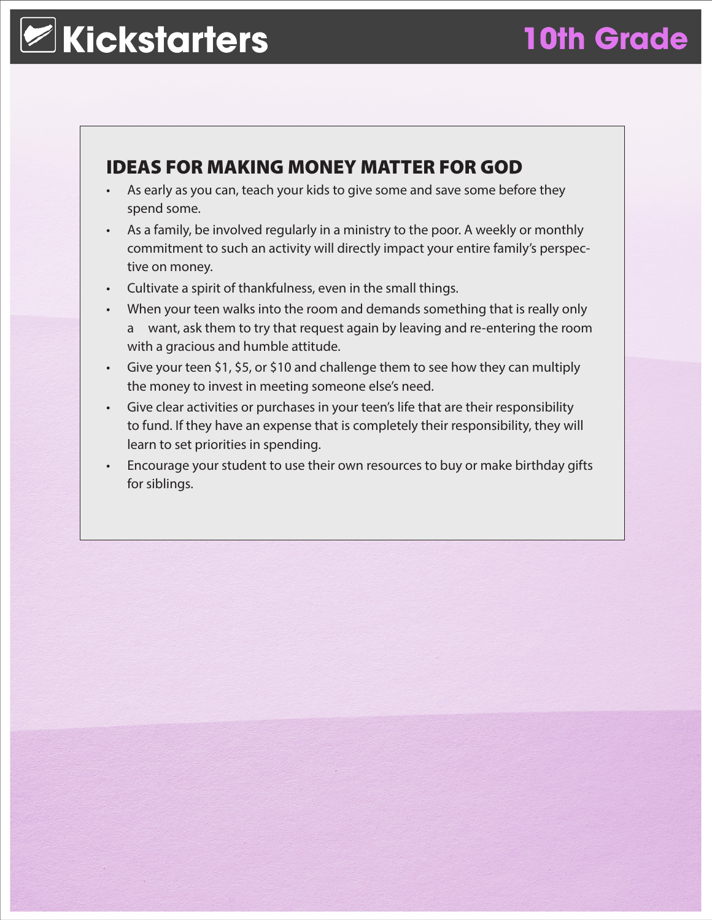## IDEAS FOR MAKING MONEY MATTER FOR GOD

- As early as you can, teach your kids to give some and save some before they spend some.
- As a family, be involved regularly in a ministry to the poor. A weekly or monthly commitment to such an activity will directly impact your entire family's perspective on money.
- Cultivate a spirit of thankfulness, even in the small things.
- When your teen walks into the room and demands something that is really only a want, ask them to try that request again by leaving and re-entering the room with a gracious and humble attitude.
- Give your teen $1, $5, or $10 and challenge them to see how they can multiply the money to invest in meeting someone else's need.
- Give clear activities or purchases in your teen's life that are their responsibility to fund. If they have an expense that is completely their responsibility, they will learn to set priorities in spending.
- Encourage your student to use their own resources to buy or make birthday gifts for siblings.